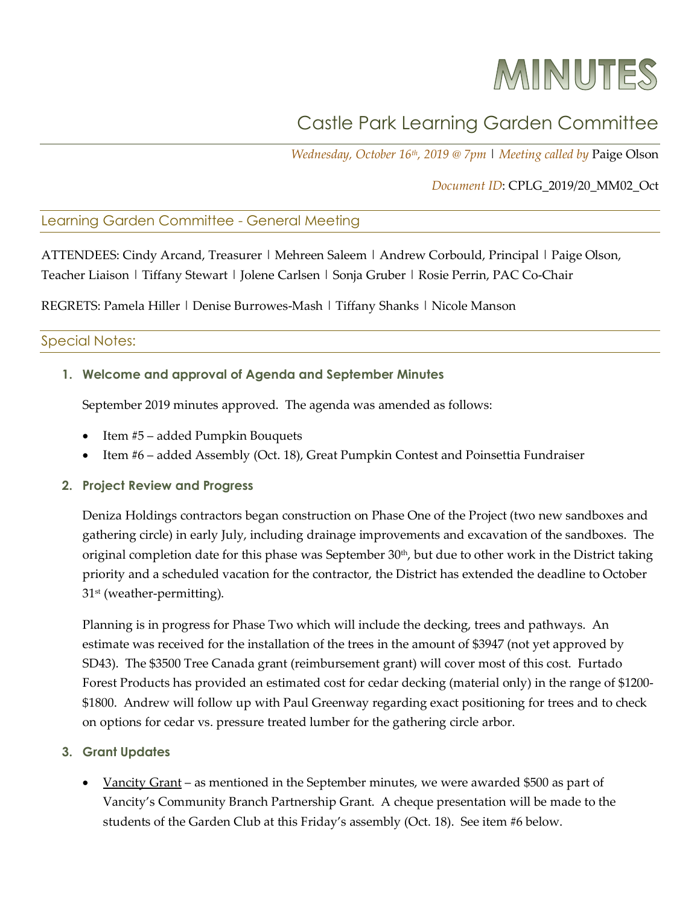# MINUTES

## Castle Park Learning Garden Committee

*Wednesday, October 16th, 2019 @ 7pm* | *Meeting called by* Paige Olson

*Document ID*: CPLG_2019/20_MM02_Oct

### Learning Garden Committee - General Meeting

ATTENDEES: Cindy Arcand, Treasurer | Mehreen Saleem | Andrew Corbould, Principal | Paige Olson, Teacher Liaison | Tiffany Stewart | Jolene Carlsen | Sonja Gruber | Rosie Perrin, PAC Co-Chair

REGRETS: Pamela Hiller | Denise Burrowes-Mash | Tiffany Shanks | Nicole Manson

### Special Notes:

1. **Welcome and approval of Agenda and September Minutes**

   September 2019 minutes approved. The agenda was amended as follows:

   - Item #5 – added Pumpkin Bouquets
   - Item #6 – added Assembly (Oct. 18), Great Pumpkin Contest and Poinsettia Fundraiser

2. **Project Review and Progress**

   Deniza Holdings contractors began construction on Phase One of the Project (two new sandboxes and gathering circle) in early July, including drainage improvements and excavation of the sandboxes. The original completion date for this phase was September 30th, but due to other work in the District taking priority and a scheduled vacation for the contractor, the District has extended the deadline to October 31st (weather-permitting).

   Planning is in progress for Phase Two which will include the decking, trees and pathways. An estimate was received for the installation of the trees in the amount of $3947 (not yet approved by SD43). The $3500 Tree Canada grant (reimbursement grant) will cover most of this cost. Furtado Forest Products has provided an estimated cost for cedar decking (material only) in the range of $1200-$1800. Andrew will follow up with Paul Greenway regarding exact positioning for trees and to check on options for cedar vs. pressure treated lumber for the gathering circle arbor.

3. **Grant Updates**

   - Vancity Grant – as mentioned in the September minutes, we were awarded $500 as part of Vancity's Community Branch Partnership Grant. A cheque presentation will be made to the students of the Garden Club at this Friday's assembly (Oct. 18). See item #6 below.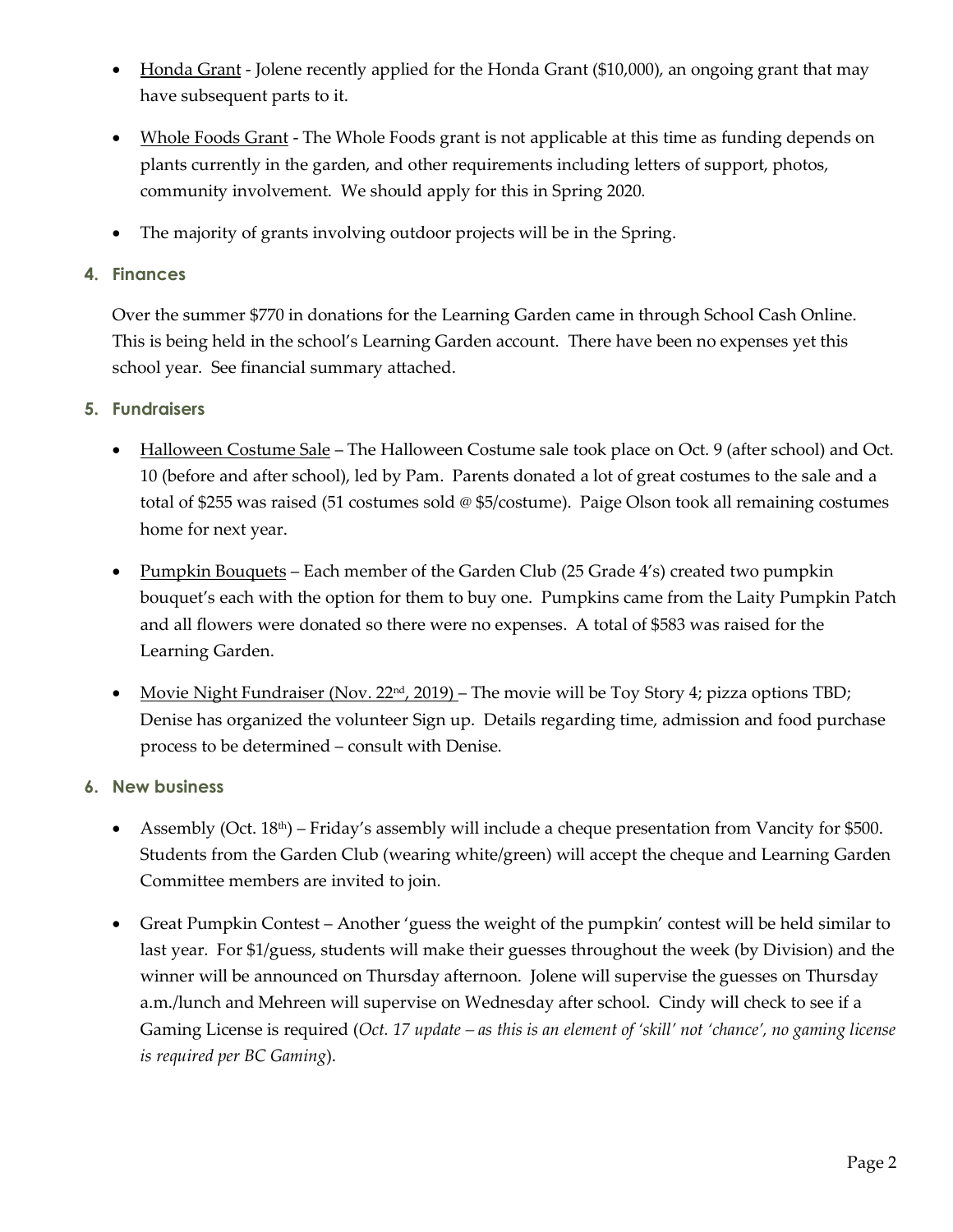- Honda Grant - Jolene recently applied for the Honda Grant ($10,000), an ongoing grant that may have subsequent parts to it.
- Whole Foods Grant - The Whole Foods grant is not applicable at this time as funding depends on plants currently in the garden, and other requirements including letters of support, photos, community involvement. We should apply for this in Spring 2020.
- The majority of grants involving outdoor projects will be in the Spring.

### 4. Finances

Over the summer $770 in donations for the Learning Garden came in through School Cash Online. This is being held in the school's Learning Garden account. There have been no expenses yet this school year. See financial summary attached.

### 5. Fundraisers

- Halloween Costume Sale – The Halloween Costume sale took place on Oct. 9 (after school) and Oct. 10 (before and after school), led by Pam. Parents donated a lot of great costumes to the sale and a total of $255 was raised (51 costumes sold @ $5/costume). Paige Olson took all remaining costumes home for next year.
- Pumpkin Bouquets – Each member of the Garden Club (25 Grade 4's) created two pumpkin bouquet's each with the option for them to buy one. Pumpkins came from the Laity Pumpkin Patch and all flowers were donated so there were no expenses. A total of $583 was raised for the Learning Garden.
- Movie Night Fundraiser (Nov. 22nd, 2019) – The movie will be Toy Story 4; pizza options TBD; Denise has organized the volunteer Sign up. Details regarding time, admission and food purchase process to be determined – consult with Denise.

### 6. New business

- Assembly (Oct. 18th) – Friday's assembly will include a cheque presentation from Vancity for $500. Students from the Garden Club (wearing white/green) will accept the cheque and Learning Garden Committee members are invited to join.
- Great Pumpkin Contest – Another 'guess the weight of the pumpkin' contest will be held similar to last year. For $1/guess, students will make their guesses throughout the week (by Division) and the winner will be announced on Thursday afternoon. Jolene will supervise the guesses on Thursday a.m./lunch and Mehreen will supervise on Wednesday after school. Cindy will check to see if a Gaming License is required (*Oct. 17 update – as this is an element of 'skill' not 'chance', no gaming license is required per BC Gaming*).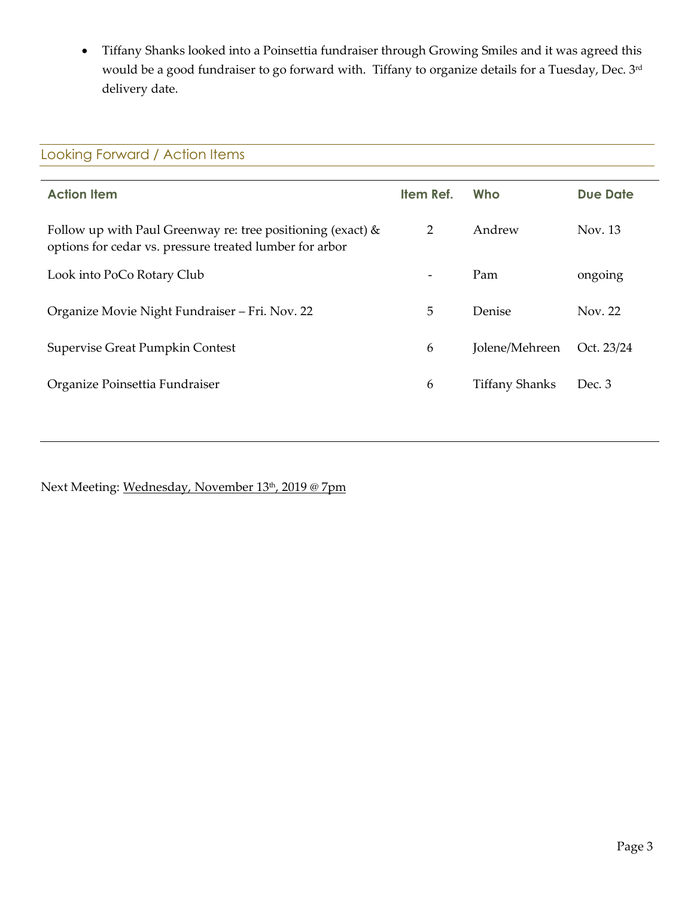- Tiffany Shanks looked into a Poinsettia fundraiser through Growing Smiles and it was agreed this would be a good fundraiser to go forward with. Tiffany to organize details for a Tuesday, Dec. 3rd delivery date.

## Looking Forward / Action Items

| Action Item | Item Ref. | Who | Due Date |
|---|---|---|---|
| Follow up with Paul Greenway re: tree positioning (exact) & options for cedar vs. pressure treated lumber for arbor | 2 | Andrew | Nov. 13 |
| Look into PoCo Rotary Club | - | Pam | ongoing |
| Organize Movie Night Fundraiser – Fri. Nov. 22 | 5 | Denise | Nov. 22 |
| Supervise Great Pumpkin Contest | 6 | Jolene/Mehreen | Oct. 23/24 |
| Organize Poinsettia Fundraiser | 6 | Tiffany Shanks | Dec. 3 |

Next Meeting: Wednesday, November 13th, 2019 @ 7pm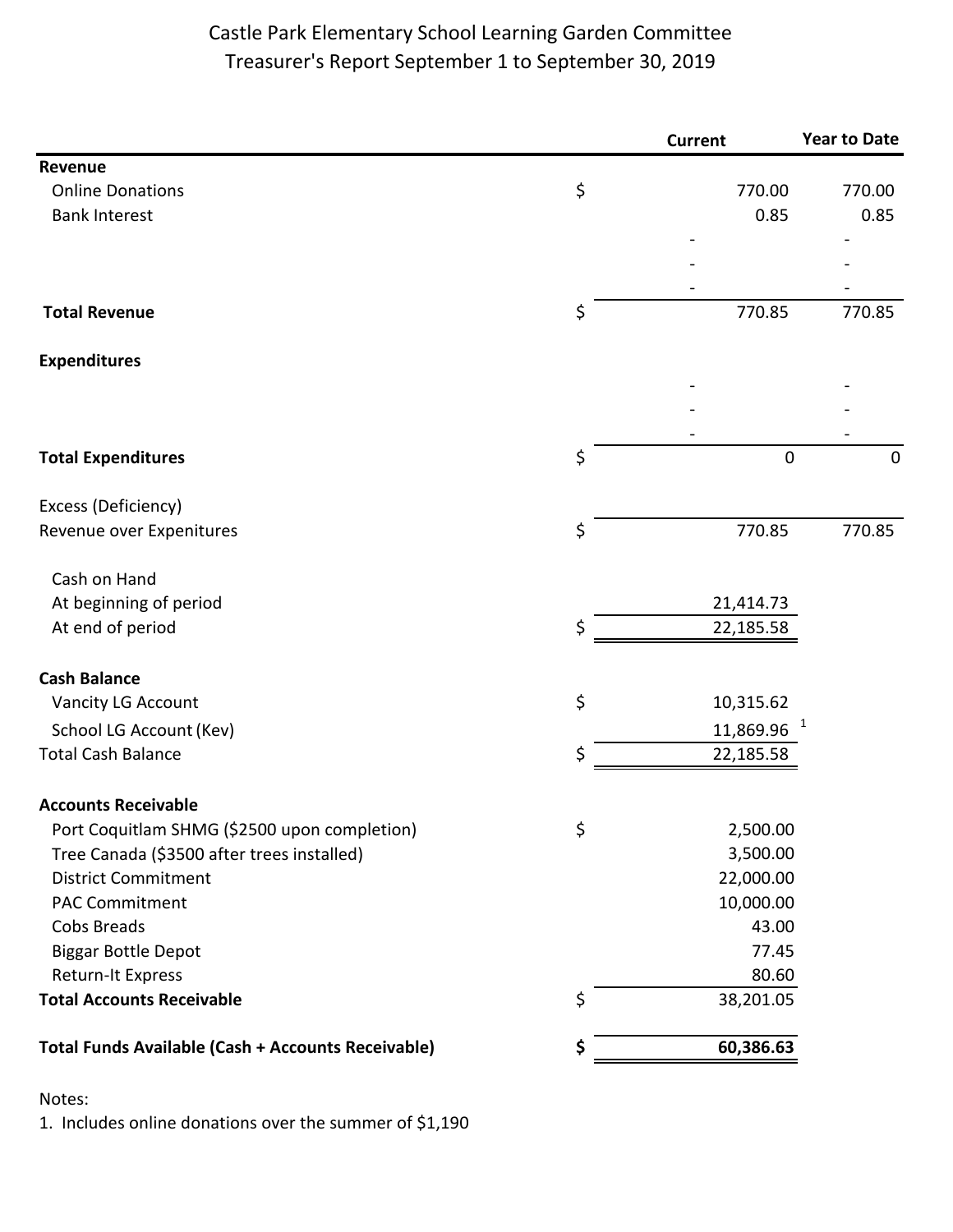# Castle Park Elementary School Learning Garden Committee
## Treasurer's Report September 1 to September 30, 2019

| | | Current | Year to Date |
|---|---|---|---|
| **Revenue** | | | |
| Online Donations | $ | 770.00 | 770.00 |
| Bank Interest | | 0.85 | 0.85 |
| | | - | - |
| | | - | - |
| | | - | - |
| **Total Revenue** | $ | 770.85 | 770.85 |
| **Expenditures** | | | |
| | | - | - |
| | | - | - |
| | | - | - |
| **Total Expenditures** | $ | 0 | 0 |
| Excess (Deficiency) Revenue over Expenitures | $ | 770.85 | 770.85 |
| Cash on Hand | | | |
| At beginning of period | | 21,414.73 | |
| At end of period | $ | 22,185.58 | |
| **Cash Balance** | | | |
| Vancity LG Account | $ | 10,315.62 | |
| School LG Account (Kev) | | 11,869.96 [1] | |
| Total Cash Balance | $ | 22,185.58 | |
| **Accounts Receivable** | | | |
| Port Coquitlam SHMG ($2500 upon completion) | $ | 2,500.00 | |
| Tree Canada ($3500 after trees installed) | | 3,500.00 | |
| District Commitment | | 22,000.00 | |
| PAC Commitment | | 10,000.00 | |
| Cobs Breads | | 43.00 | |
| Biggar Bottle Depot | | 77.45 | |
| Return-It Express | | 80.60 | |
| **Total Accounts Receivable** | $ | 38,201.05 | |
| **Total Funds Available (Cash + Accounts Receivable)** | **$** | **60,386.63** | |

Notes:
1. Includes online donations over the summer of $1,190